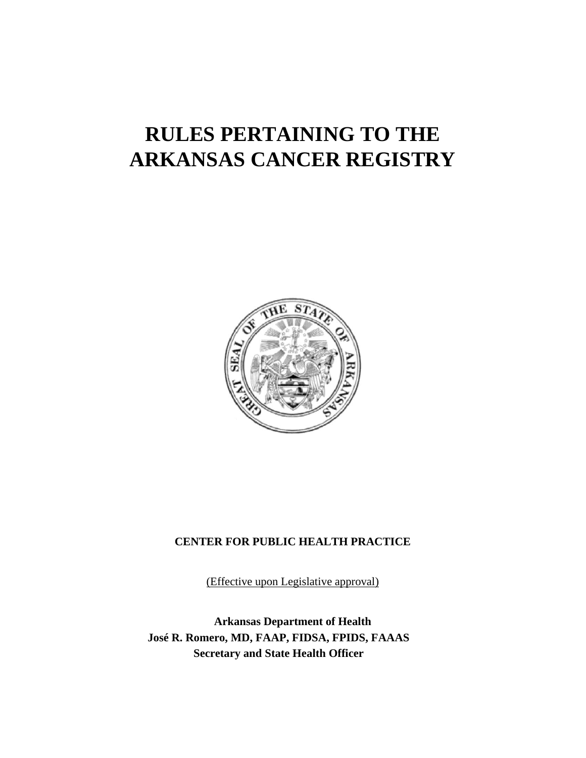# RULES PERTAINING TO THE ARKANSAS CANCER REGISTRY

**CENTER FOR PUBLIC HEALTH PRACTICE**

(Effective upon Legislative approval)

**Arkansas Department of Health**
**José R. Romero, MD, FAAP, FIDSA, FPIDS, FAAAS**
**Secretary and State Health Officer**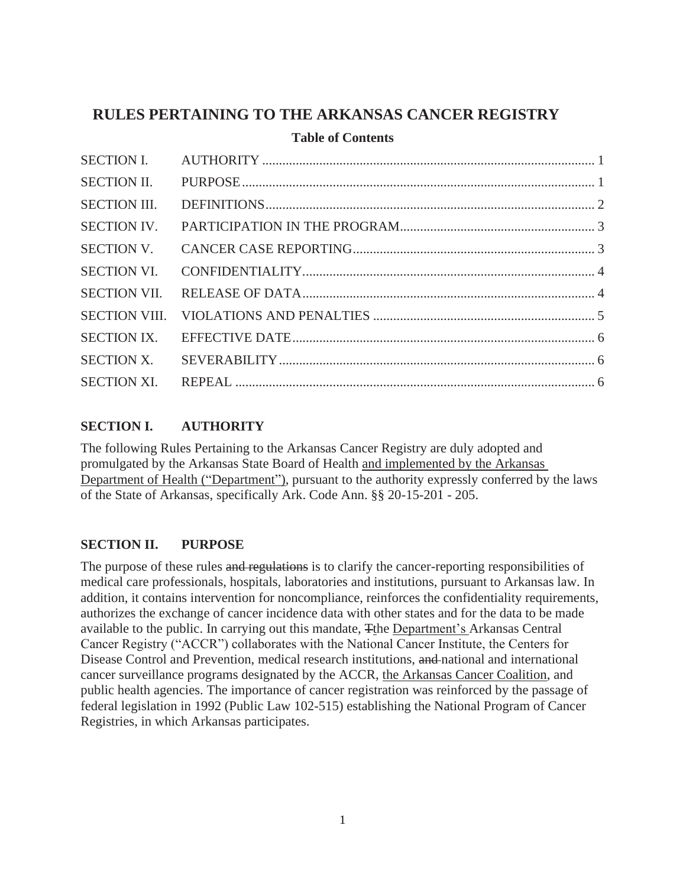# RULES PERTAINING TO THE ARKANSAS CANCER REGISTRY

**Table of Contents**

| | | |
|---|---|---|
| SECTION I. | AUTHORITY | 1 |
| SECTION II. | PURPOSE | 1 |
| SECTION III. | DEFINITIONS | 2 |
| SECTION IV. | PARTICIPATION IN THE PROGRAM | 3 |
| SECTION V. | CANCER CASE REPORTING | 3 |
| SECTION VI. | CONFIDENTIALITY | 4 |
| SECTION VII. | RELEASE OF DATA | 4 |
| SECTION VIII. | VIOLATIONS AND PENALTIES | 5 |
| SECTION IX. | EFFECTIVE DATE | 6 |
| SECTION X. | SEVERABILITY | 6 |
| SECTION XI. | REPEAL | 6 |

## SECTION I. AUTHORITY

The following Rules Pertaining to the Arkansas Cancer Registry are duly adopted and promulgated by the Arkansas State Board of Health <u>and implemented by the Arkansas Department of Health ("Department")</u>, pursuant to the authority expressly conferred by the laws of the State of Arkansas, specifically Ark. Code Ann. §§ 20-15-201 - 205.

## SECTION II. PURPOSE

The purpose of these rules ~~and regulations~~ is to clarify the cancer-reporting responsibilities of medical care professionals, hospitals, laboratories and institutions, pursuant to Arkansas law. In addition, it contains intervention for noncompliance, reinforces the confidentiality requirements, authorizes the exchange of cancer incidence data with other states and for the data to be made available to the public. In carrying out this mandate, ~~T~~<u>t</u>he <u>Department's</u> Arkansas Central Cancer Registry ("ACCR") collaborates with the National Cancer Institute, the Centers for Disease Control and Prevention, medical research institutions, ~~and~~ national and international cancer surveillance programs designated by the ACCR, <u>the Arkansas Cancer Coalition</u>, and public health agencies. The importance of cancer registration was reinforced by the passage of federal legislation in 1992 (Public Law 102-515) establishing the National Program of Cancer Registries, in which Arkansas participates.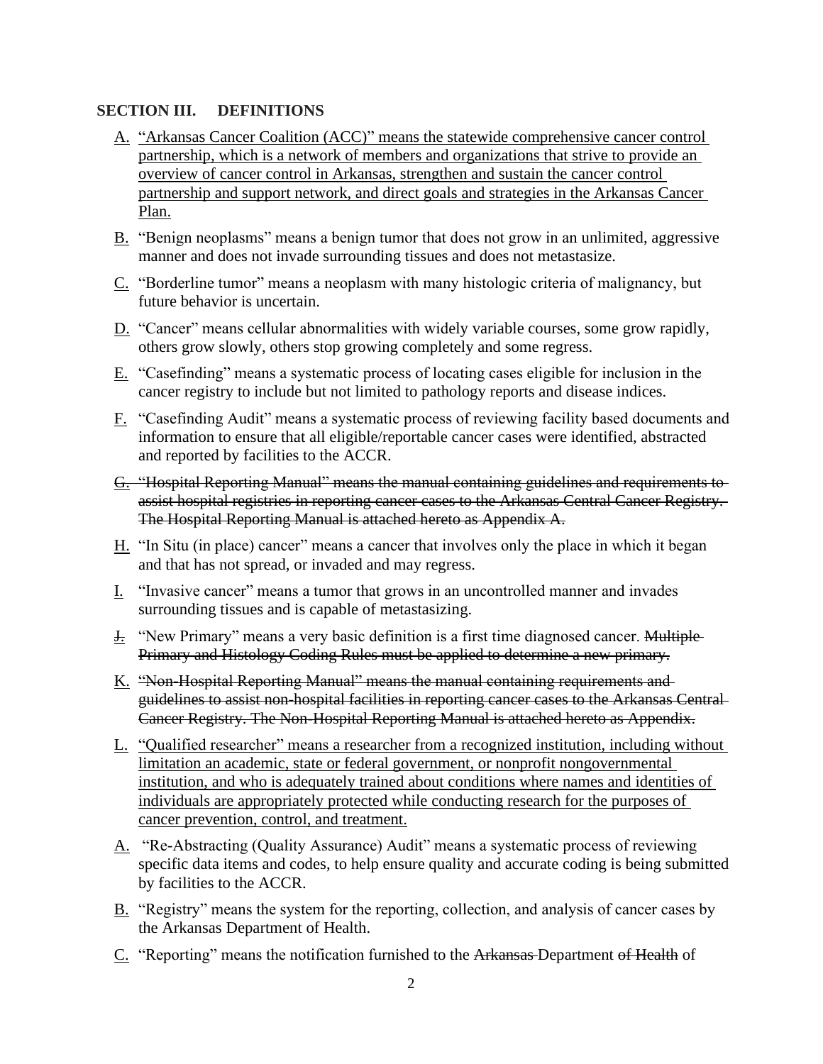## SECTION III. DEFINITIONS

A. <u>"Arkansas Cancer Coalition (ACC)" means the statewide comprehensive cancer control partnership, which is a network of members and organizations that strive to provide an overview of cancer control in Arkansas, strengthen and sustain the cancer control partnership and support network, and direct goals and strategies in the Arkansas Cancer Plan.</u>

B. "Benign neoplasms" means a benign tumor that does not grow in an unlimited, aggressive manner and does not invade surrounding tissues and does not metastasize.

C. "Borderline tumor" means a neoplasm with many histologic criteria of malignancy, but future behavior is uncertain.

D. "Cancer" means cellular abnormalities with widely variable courses, some grow rapidly, others grow slowly, others stop growing completely and some regress.

E. "Casefinding" means a systematic process of locating cases eligible for inclusion in the cancer registry to include but not limited to pathology reports and disease indices.

F. "Casefinding Audit" means a systematic process of reviewing facility based documents and information to ensure that all eligible/reportable cancer cases were identified, abstracted and reported by facilities to the ACCR.

G. ~~"Hospital Reporting Manual" means the manual containing guidelines and requirements to assist hospital registries in reporting cancer cases to the Arkansas Central Cancer Registry. The Hospital Reporting Manual is attached hereto as Appendix A.~~

H. "In Situ (in place) cancer" means a cancer that involves only the place in which it began and that has not spread, or invaded and may regress.

I. "Invasive cancer" means a tumor that grows in an uncontrolled manner and invades surrounding tissues and is capable of metastasizing.

J. "New Primary" means a very basic definition is a first time diagnosed cancer. ~~Multiple Primary and Histology Coding Rules must be applied to determine a new primary.~~

K. ~~"Non-Hospital Reporting Manual" means the manual containing requirements and guidelines to assist non-hospital facilities in reporting cancer cases to the Arkansas Central Cancer Registry. The Non-Hospital Reporting Manual is attached hereto as Appendix.~~

L. <u>"Qualified researcher" means a researcher from a recognized institution, including without limitation an academic, state or federal government, or nonprofit nongovernmental institution, and who is adequately trained about conditions where names and identities of individuals are appropriately protected while conducting research for the purposes of cancer prevention, control, and treatment.</u>

A. "Re-Abstracting (Quality Assurance) Audit" means a systematic process of reviewing specific data items and codes, to help ensure quality and accurate coding is being submitted by facilities to the ACCR.

B. "Registry" means the system for the reporting, collection, and analysis of cancer cases by the Arkansas Department of Health.

C. "Reporting" means the notification furnished to the ~~Arkansas~~ Department ~~of Health~~ of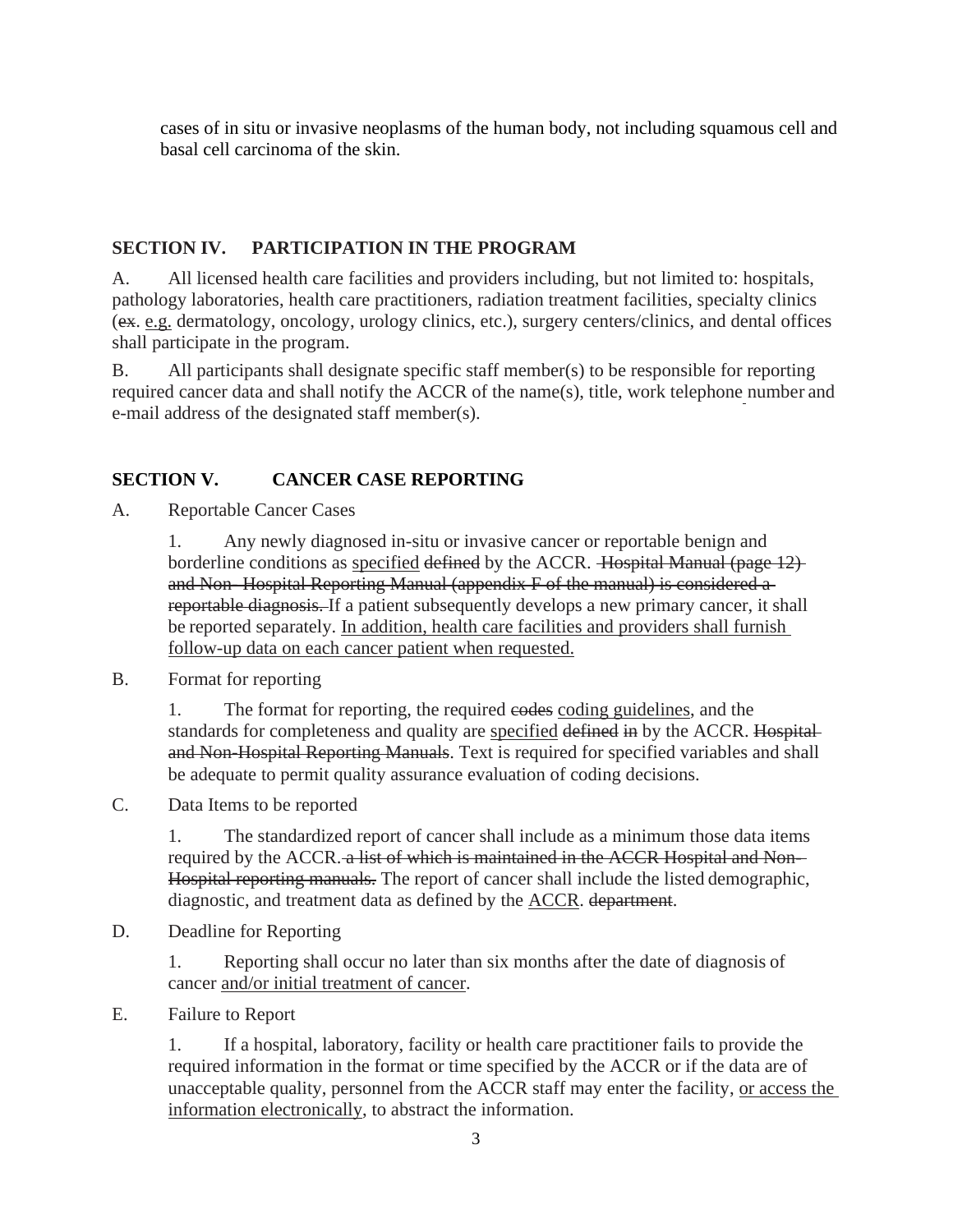cases of in situ or invasive neoplasms of the human body, not including squamous cell and basal cell carcinoma of the skin.

## SECTION IV. PARTICIPATION IN THE PROGRAM

A. All licensed health care facilities and providers including, but not limited to: hospitals, pathology laboratories, health care practitioners, radiation treatment facilities, specialty clinics (~~ex.~~ <u>e.g.</u> dermatology, oncology, urology clinics, etc.), surgery centers/clinics, and dental offices shall participate in the program.

B. All participants shall designate specific staff member(s) to be responsible for reporting required cancer data and shall notify the ACCR of the name(s), title, work telephone number and e-mail address of the designated staff member(s).

## SECTION V. CANCER CASE REPORTING

A. Reportable Cancer Cases

1. Any newly diagnosed in-situ or invasive cancer or reportable benign and borderline conditions as <u>specified</u> ~~defined~~ by the ACCR. ~~Hospital Manual (page 12) and Non- Hospital Reporting Manual (appendix F of the manual) is considered a reportable diagnosis.~~ If a patient subsequently develops a new primary cancer, it shall be reported separately. <u>In addition, health care facilities and providers shall furnish follow-up data on each cancer patient when requested.</u>

B. Format for reporting

1. The format for reporting, the required ~~codes~~ <u>coding guidelines</u>, and the standards for completeness and quality are <u>specified</u> ~~defined in~~ by the ACCR. ~~Hospital and Non-Hospital Reporting Manuals~~. Text is required for specified variables and shall be adequate to permit quality assurance evaluation of coding decisions.

C. Data Items to be reported

1. The standardized report of cancer shall include as a minimum those data items required by the ACCR. ~~a list of which is maintained in the ACCR Hospital and Non-Hospital reporting manuals.~~ The report of cancer shall include the listed demographic, diagnostic, and treatment data as defined by the <u>ACCR</u>. ~~department~~.

D. Deadline for Reporting

1. Reporting shall occur no later than six months after the date of diagnosis of cancer <u>and/or initial treatment of cancer</u>.

E. Failure to Report

1. If a hospital, laboratory, facility or health care practitioner fails to provide the required information in the format or time specified by the ACCR or if the data are of unacceptable quality, personnel from the ACCR staff may enter the facility, <u>or access the information electronically</u>, to abstract the information.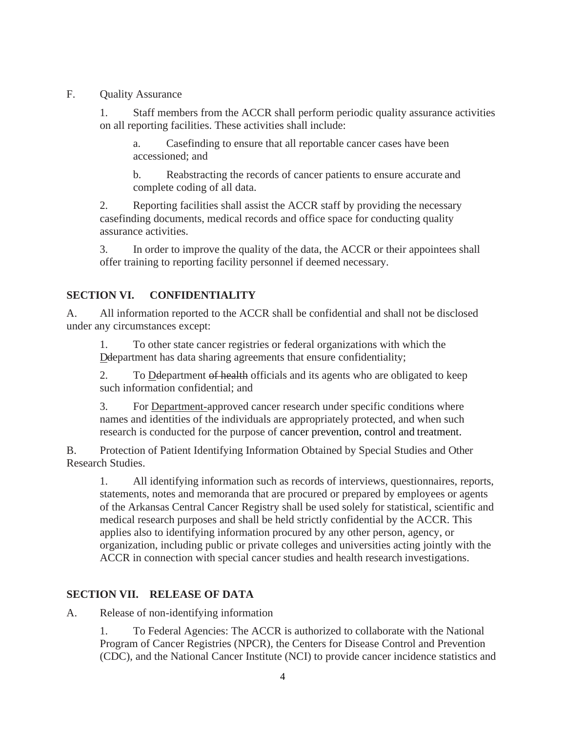F. Quality Assurance

1. Staff members from the ACCR shall perform periodic quality assurance activities on all reporting facilities. These activities shall include:

   a. Casefinding to ensure that all reportable cancer cases have been accessioned; and

   b. Reabstracting the records of cancer patients to ensure accurate and complete coding of all data.

2. Reporting facilities shall assist the ACCR staff by providing the necessary casefinding documents, medical records and office space for conducting quality assurance activities.

3. In order to improve the quality of the data, the ACCR or their appointees shall offer training to reporting facility personnel if deemed necessary.

## SECTION VI. CONFIDENTIALITY

A. All information reported to the ACCR shall be confidential and shall not be disclosed under any circumstances except:

1. To other state cancer registries or federal organizations with which the <u>D</u>~~d~~epartment has data sharing agreements that ensure confidentiality;

2. To <u>D</u>~~d~~epartment ~~of health~~ officials and its agents who are obligated to keep such information confidential; and

3. For <u>Department-</u>approved cancer research under specific conditions where names and identities of the individuals are appropriately protected, and when such research is conducted for the purpose of cancer prevention, control and treatment.

B. Protection of Patient Identifying Information Obtained by Special Studies and Other Research Studies.

1. All identifying information such as records of interviews, questionnaires, reports, statements, notes and memoranda that are procured or prepared by employees or agents of the Arkansas Central Cancer Registry shall be used solely for statistical, scientific and medical research purposes and shall be held strictly confidential by the ACCR. This applies also to identifying information procured by any other person, agency, or organization, including public or private colleges and universities acting jointly with the ACCR in connection with special cancer studies and health research investigations.

## SECTION VII. RELEASE OF DATA

A. Release of non-identifying information

1. To Federal Agencies: The ACCR is authorized to collaborate with the National Program of Cancer Registries (NPCR), the Centers for Disease Control and Prevention (CDC), and the National Cancer Institute (NCI) to provide cancer incidence statistics and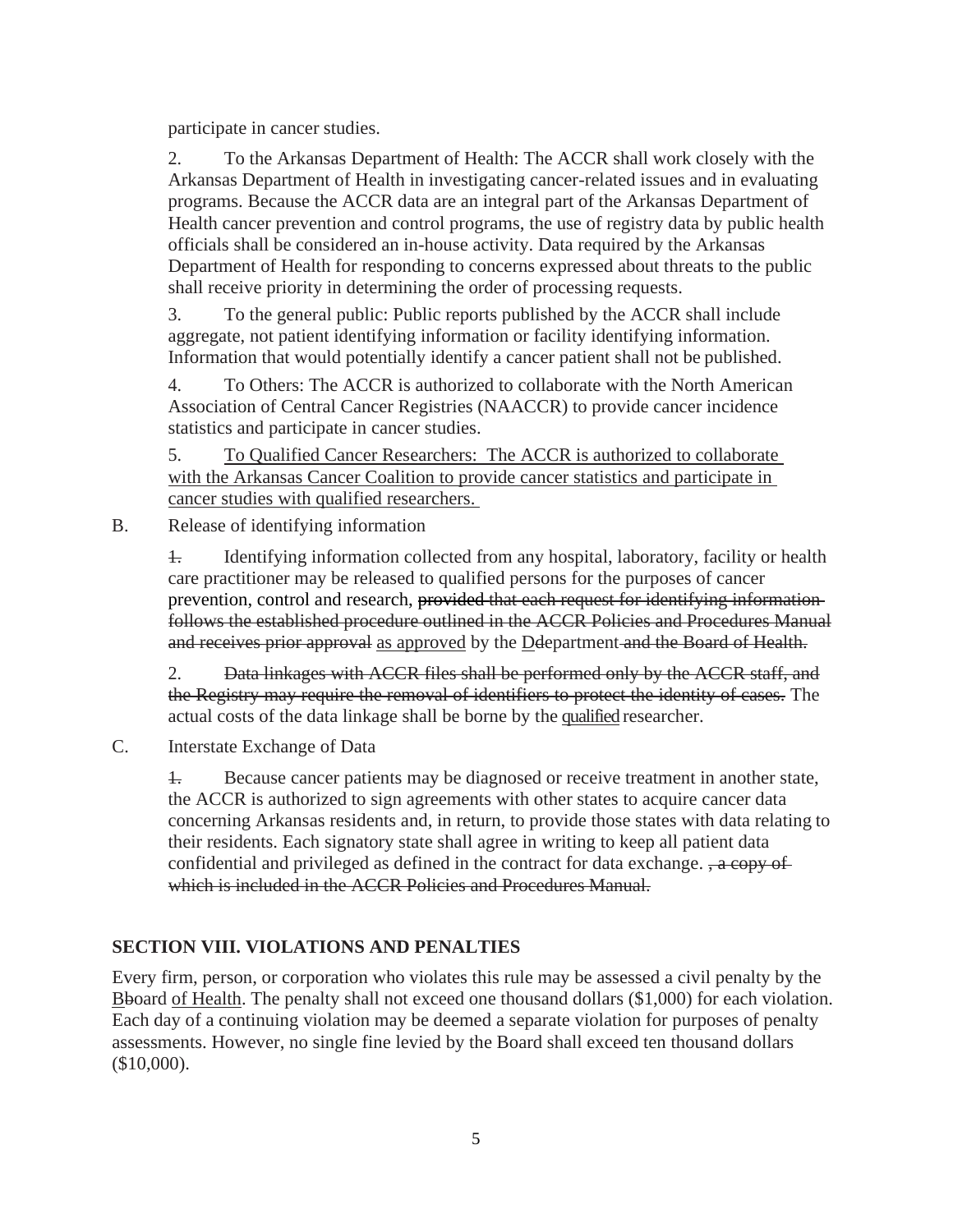participate in cancer studies.

2. To the Arkansas Department of Health: The ACCR shall work closely with the Arkansas Department of Health in investigating cancer-related issues and in evaluating programs. Because the ACCR data are an integral part of the Arkansas Department of Health cancer prevention and control programs, the use of registry data by public health officials shall be considered an in-house activity. Data required by the Arkansas Department of Health for responding to concerns expressed about threats to the public shall receive priority in determining the order of processing requests.

3. To the general public: Public reports published by the ACCR shall include aggregate, not patient identifying information or facility identifying information. Information that would potentially identify a cancer patient shall not be published.

4. To Others: The ACCR is authorized to collaborate with the North American Association of Central Cancer Registries (NAACCR) to provide cancer incidence statistics and participate in cancer studies.

5. <u>To Qualified Cancer Researchers: The ACCR is authorized to collaborate with the Arkansas Cancer Coalition to provide cancer statistics and participate in cancer studies with qualified researchers.</u>

B. Release of identifying information

~~1.~~ Identifying information collected from any hospital, laboratory, facility or health care practitioner may be released to qualified persons for the purposes of cancer prevention, control and research, ~~provided that each request for identifying information follows the established procedure outlined in the ACCR Policies and Procedures Manual and receives prior approval~~ <u>as approved</u> by the <u>D</u>~~d~~epartment ~~and the Board of Health.~~

2. ~~Data linkages with ACCR files shall be performed only by the ACCR staff, and the Registry may require the removal of identifiers to protect the identity of cases.~~ The actual costs of the data linkage shall be borne by the <u>qualified</u> researcher.

C. Interstate Exchange of Data

~~1.~~ Because cancer patients may be diagnosed or receive treatment in another state, the ACCR is authorized to sign agreements with other states to acquire cancer data concerning Arkansas residents and, in return, to provide those states with data relating to their residents. Each signatory state shall agree in writing to keep all patient data confidential and privileged as defined in the contract for data exchange. ~~, a copy of which is included in the ACCR Policies and Procedures Manual.~~

## SECTION VIII. VIOLATIONS AND PENALTIES

Every firm, person, or corporation who violates this rule may be assessed a civil penalty by the <u>B</u>~~b~~oard <u>of Health</u>. The penalty shall not exceed one thousand dollars ($1,000) for each violation. Each day of a continuing violation may be deemed a separate violation for purposes of penalty assessments. However, no single fine levied by the Board shall exceed ten thousand dollars ($10,000).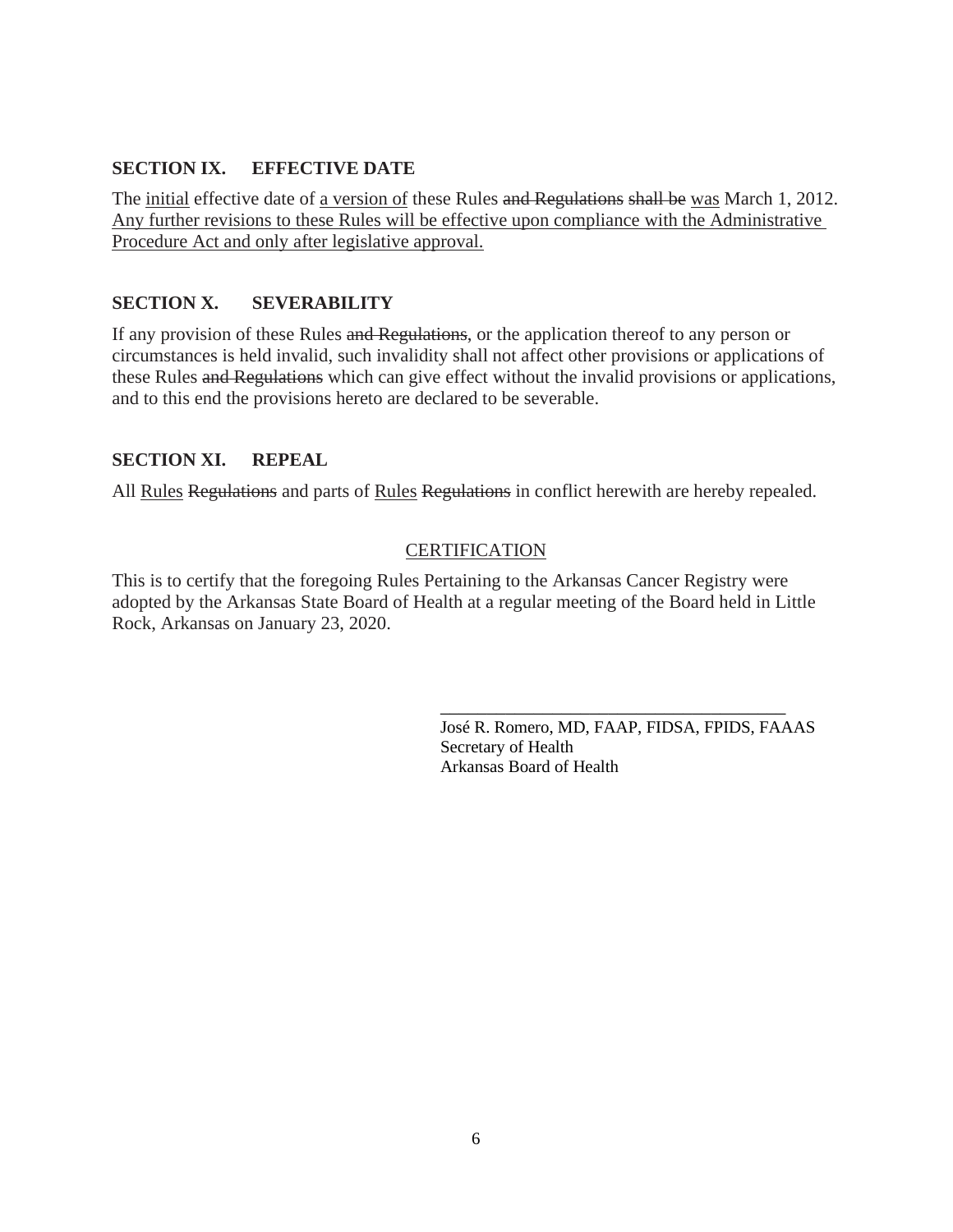## SECTION IX. EFFECTIVE DATE

The <u>initial</u> effective date of <u>a version of</u> these Rules ~~and Regulations~~ ~~shall be~~ <u>was</u> March 1, 2012. <u>Any further revisions to these Rules will be effective upon compliance with the Administrative Procedure Act and only after legislative approval.</u>

## SECTION X. SEVERABILITY

If any provision of these Rules ~~and Regulations~~, or the application thereof to any person or circumstances is held invalid, such invalidity shall not affect other provisions or applications of these Rules ~~and Regulations~~ which can give effect without the invalid provisions or applications, and to this end the provisions hereto are declared to be severable.

## SECTION XI. REPEAL

All <u>Rules</u> ~~Regulations~~ and parts of <u>Rules</u> ~~Regulations~~ in conflict herewith are hereby repealed.

<u>CERTIFICATION</u>

This is to certify that the foregoing Rules Pertaining to the Arkansas Cancer Registry were adopted by the Arkansas State Board of Health at a regular meeting of the Board held in Little Rock, Arkansas on January 23, 2020.

\_\_\_\_\_\_\_\_\_\_\_\_\_\_\_\_\_\_\_\_\_\_\_\_\_\_\_\_\_\_\_\_\_\_\_\_\_\_

José R. Romero, MD, FAAP, FIDSA, FPIDS, FAAAS
Secretary of Health
Arkansas Board of Health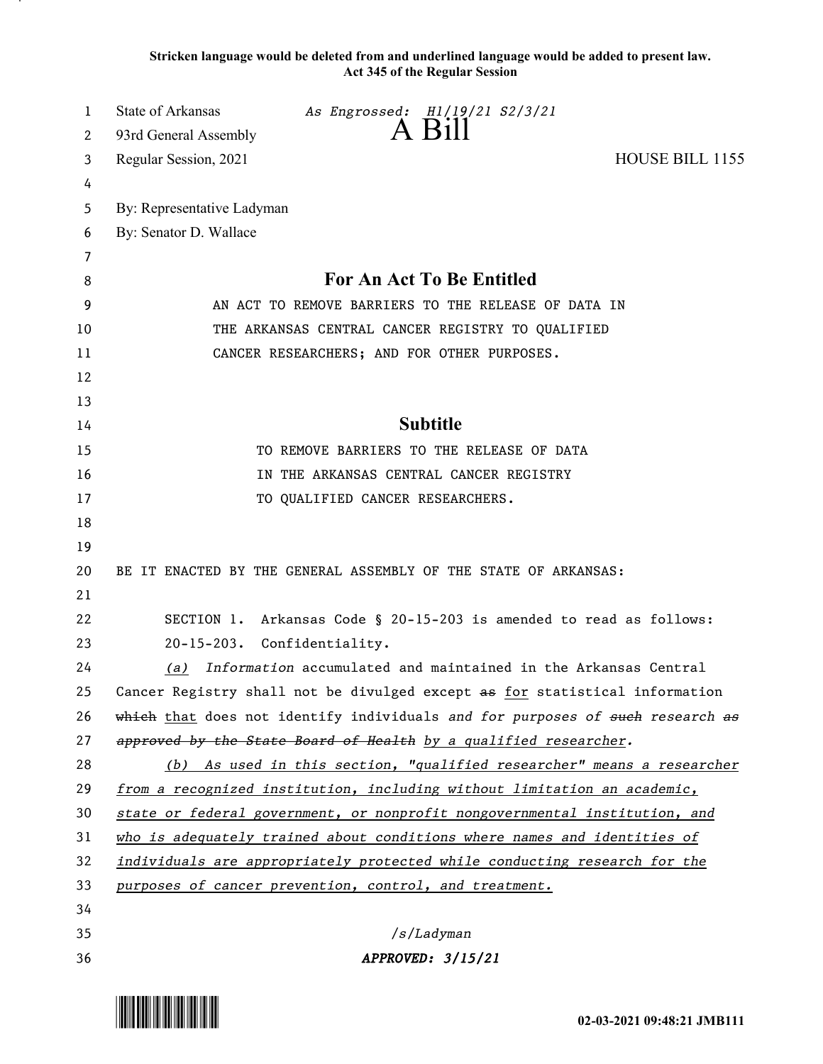**Stricken language would be deleted from and underlined language would be added to present law.**
**Act 345 of the Regular Session**

State of Arkansas *As Engrossed: H1/19/21 S2/3/21*

93rd General Assembly **A Bill**

Regular Session, 2021 HOUSE BILL 1155

By: Representative Ladyman

By: Senator D. Wallace

## For An Act To Be Entitled

AN ACT TO REMOVE BARRIERS TO THE RELEASE OF DATA IN THE ARKANSAS CENTRAL CANCER REGISTRY TO QUALIFIED CANCER RESEARCHERS; AND FOR OTHER PURPOSES.

## Subtitle

TO REMOVE BARRIERS TO THE RELEASE OF DATA IN THE ARKANSAS CENTRAL CANCER REGISTRY TO QUALIFIED CANCER RESEARCHERS.

BE IT ENACTED BY THE GENERAL ASSEMBLY OF THE STATE OF ARKANSAS:

SECTION 1. Arkansas Code § 20-15-203 is amended to read as follows:

20-15-203. Confidentiality.

*(a) Information* accumulated and maintained in the Arkansas Central Cancer Registry shall not be divulged except ~~as~~ for statistical information ~~which~~ that does not identify individuals *and for purposes of ~~such~~ research ~~as approved by the State Board of Health~~ by a qualified researcher.*

*(b) As used in this section, "qualified researcher" means a researcher from a recognized institution, including without limitation an academic, state or federal government, or nonprofit nongovernmental institution, and who is adequately trained about conditions where names and identities of individuals are appropriately protected while conducting research for the purposes of cancer prevention, control, and treatment.*

*/s/Ladyman*

***APPROVED: 3/15/21***

**02-03-2021 09:48:21 JMB111**